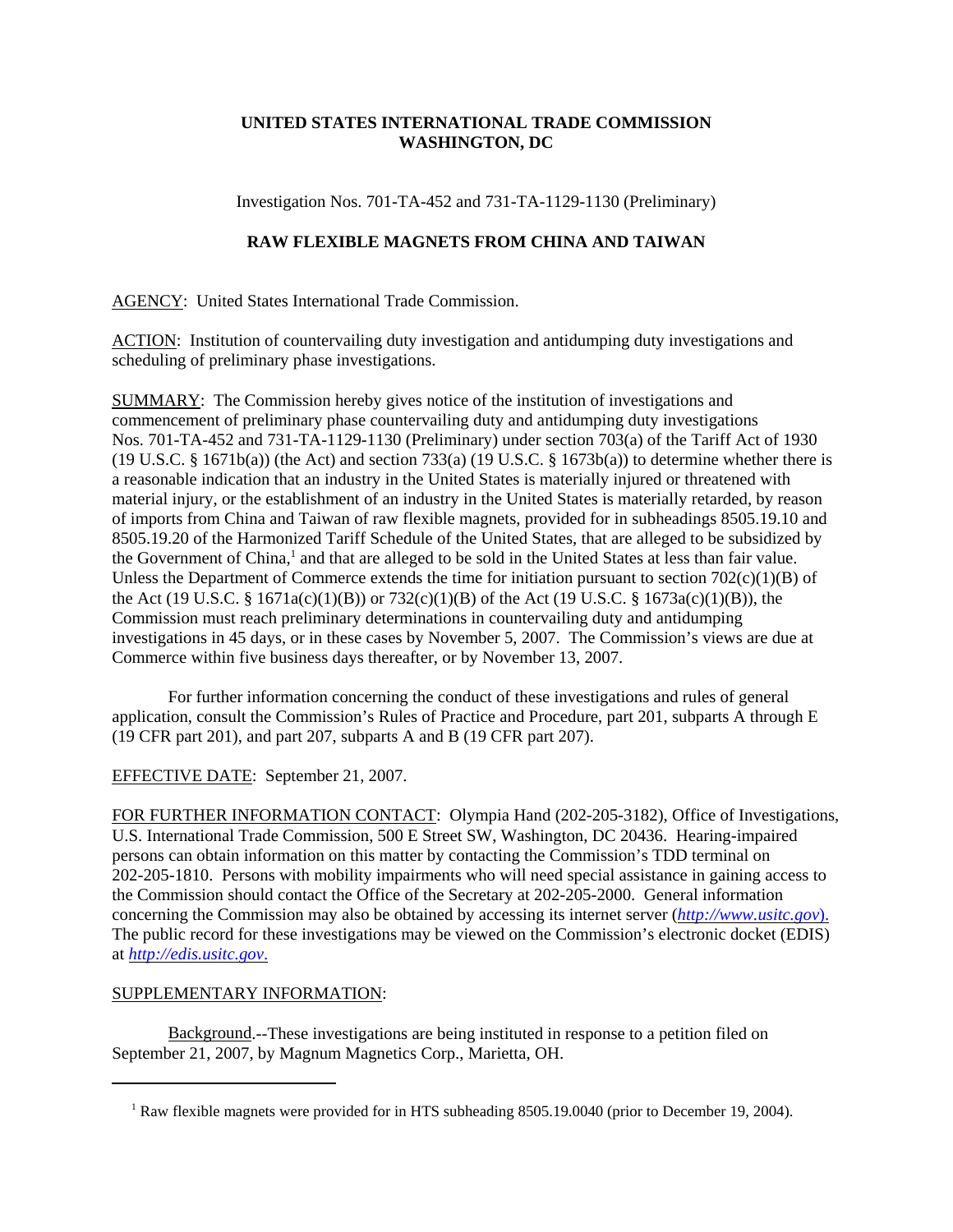**UNITED STATES INTERNATIONAL TRADE COMMISSION**
**WASHINGTON, DC**

Investigation Nos. 701-TA-452 and 731-TA-1129-1130 (Preliminary)

**RAW FLEXIBLE MAGNETS FROM CHINA AND TAIWAN**

AGENCY: United States International Trade Commission.

ACTION: Institution of countervailing duty investigation and antidumping duty investigations and scheduling of preliminary phase investigations.

SUMMARY: The Commission hereby gives notice of the institution of investigations and commencement of preliminary phase countervailing duty and antidumping duty investigations Nos. 701-TA-452 and 731-TA-1129-1130 (Preliminary) under section 703(a) of the Tariff Act of 1930 (19 U.S.C. § 1671b(a)) (the Act) and section 733(a) (19 U.S.C. § 1673b(a)) to determine whether there is a reasonable indication that an industry in the United States is materially injured or threatened with material injury, or the establishment of an industry in the United States is materially retarded, by reason of imports from China and Taiwan of raw flexible magnets, provided for in subheadings 8505.19.10 and 8505.19.20 of the Harmonized Tariff Schedule of the United States, that are alleged to be subsidized by the Government of China,[1] and that are alleged to be sold in the United States at less than fair value. Unless the Department of Commerce extends the time for initiation pursuant to section 702(c)(1)(B) of the Act (19 U.S.C. § 1671a(c)(1)(B)) or 732(c)(1)(B) of the Act (19 U.S.C. § 1673a(c)(1)(B)), the Commission must reach preliminary determinations in countervailing duty and antidumping investigations in 45 days, or in these cases by November 5, 2007. The Commission's views are due at Commerce within five business days thereafter, or by November 13, 2007.

For further information concerning the conduct of these investigations and rules of general application, consult the Commission's Rules of Practice and Procedure, part 201, subparts A through E (19 CFR part 201), and part 207, subparts A and B (19 CFR part 207).

EFFECTIVE DATE: September 21, 2007.

FOR FURTHER INFORMATION CONTACT: Olympia Hand (202-205-3182), Office of Investigations, U.S. International Trade Commission, 500 E Street SW, Washington, DC 20436. Hearing-impaired persons can obtain information on this matter by contacting the Commission's TDD terminal on 202-205-1810. Persons with mobility impairments who will need special assistance in gaining access to the Commission should contact the Office of the Secretary at 202-205-2000. General information concerning the Commission may also be obtained by accessing its internet server (*http://www.usitc.gov*). The public record for these investigations may be viewed on the Commission's electronic docket (EDIS) at *http://edis.usitc.gov*.

SUPPLEMENTARY INFORMATION:

Background.--These investigations are being instituted in response to a petition filed on September 21, 2007, by Magnum Magnetics Corp., Marietta, OH.

---

[1] Raw flexible magnets were provided for in HTS subheading 8505.19.0040 (prior to December 19, 2004).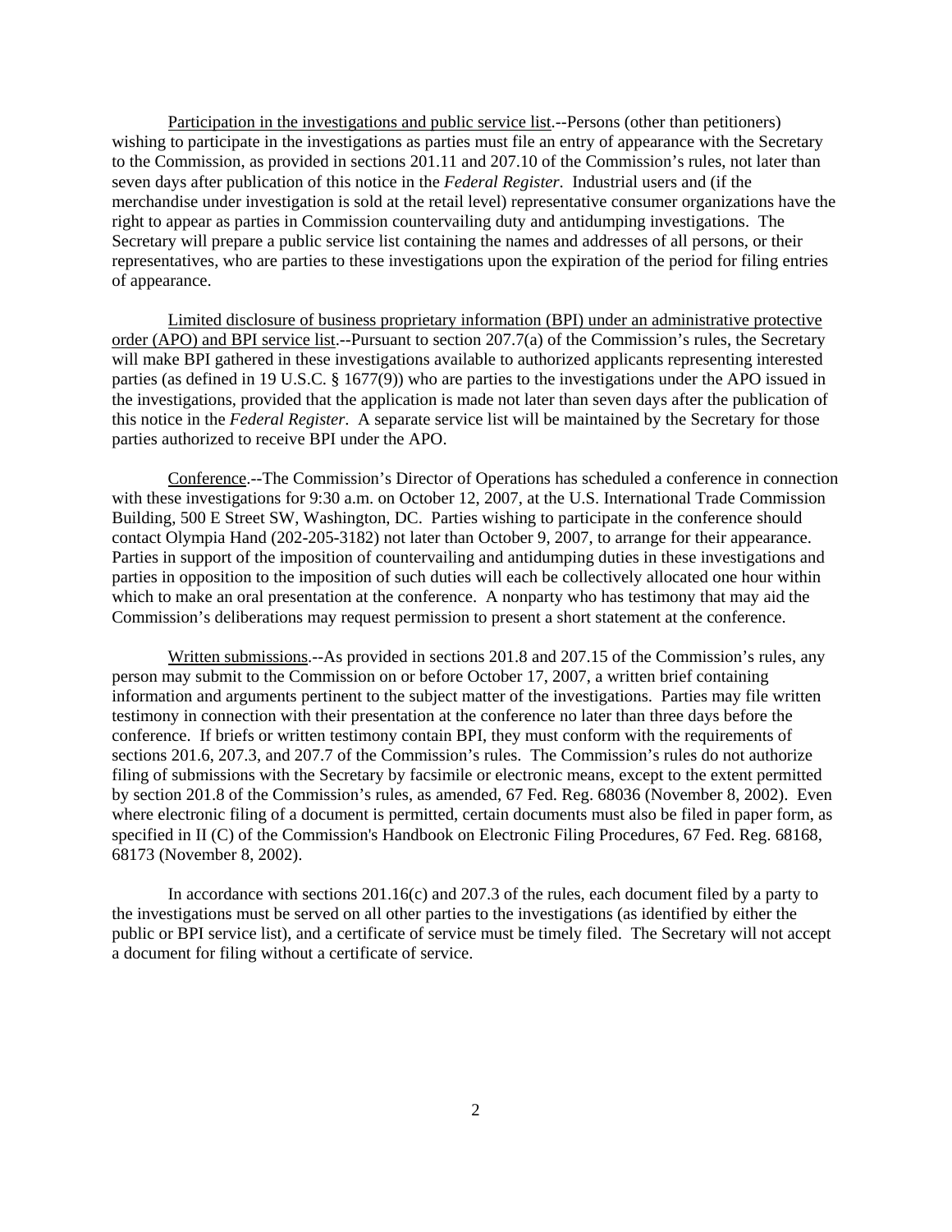Participation in the investigations and public service list.--Persons (other than petitioners) wishing to participate in the investigations as parties must file an entry of appearance with the Secretary to the Commission, as provided in sections 201.11 and 207.10 of the Commission's rules, not later than seven days after publication of this notice in the *Federal Register*. Industrial users and (if the merchandise under investigation is sold at the retail level) representative consumer organizations have the right to appear as parties in Commission countervailing duty and antidumping investigations. The Secretary will prepare a public service list containing the names and addresses of all persons, or their representatives, who are parties to these investigations upon the expiration of the period for filing entries of appearance.

Limited disclosure of business proprietary information (BPI) under an administrative protective order (APO) and BPI service list.--Pursuant to section 207.7(a) of the Commission's rules, the Secretary will make BPI gathered in these investigations available to authorized applicants representing interested parties (as defined in 19 U.S.C. § 1677(9)) who are parties to the investigations under the APO issued in the investigations, provided that the application is made not later than seven days after the publication of this notice in the *Federal Register*. A separate service list will be maintained by the Secretary for those parties authorized to receive BPI under the APO.

Conference.--The Commission's Director of Operations has scheduled a conference in connection with these investigations for 9:30 a.m. on October 12, 2007, at the U.S. International Trade Commission Building, 500 E Street SW, Washington, DC. Parties wishing to participate in the conference should contact Olympia Hand (202-205-3182) not later than October 9, 2007, to arrange for their appearance. Parties in support of the imposition of countervailing and antidumping duties in these investigations and parties in opposition to the imposition of such duties will each be collectively allocated one hour within which to make an oral presentation at the conference. A nonparty who has testimony that may aid the Commission's deliberations may request permission to present a short statement at the conference.

Written submissions.--As provided in sections 201.8 and 207.15 of the Commission's rules, any person may submit to the Commission on or before October 17, 2007, a written brief containing information and arguments pertinent to the subject matter of the investigations. Parties may file written testimony in connection with their presentation at the conference no later than three days before the conference. If briefs or written testimony contain BPI, they must conform with the requirements of sections 201.6, 207.3, and 207.7 of the Commission's rules. The Commission's rules do not authorize filing of submissions with the Secretary by facsimile or electronic means, except to the extent permitted by section 201.8 of the Commission's rules, as amended, 67 Fed. Reg. 68036 (November 8, 2002). Even where electronic filing of a document is permitted, certain documents must also be filed in paper form, as specified in II (C) of the Commission's Handbook on Electronic Filing Procedures, 67 Fed. Reg. 68168, 68173 (November 8, 2002).

In accordance with sections 201.16(c) and 207.3 of the rules, each document filed by a party to the investigations must be served on all other parties to the investigations (as identified by either the public or BPI service list), and a certificate of service must be timely filed. The Secretary will not accept a document for filing without a certificate of service.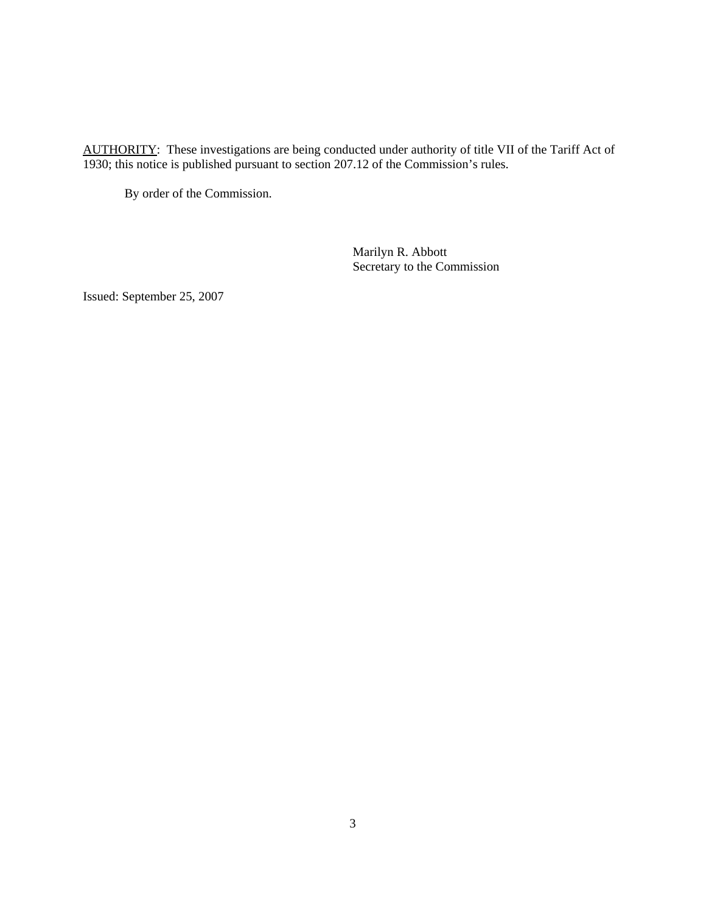<u>AUTHORITY</u>: These investigations are being conducted under authority of title VII of the Tariff Act of 1930; this notice is published pursuant to section 207.12 of the Commission's rules.

By order of the Commission.

Marilyn R. Abbott
Secretary to the Commission

Issued: September 25, 2007